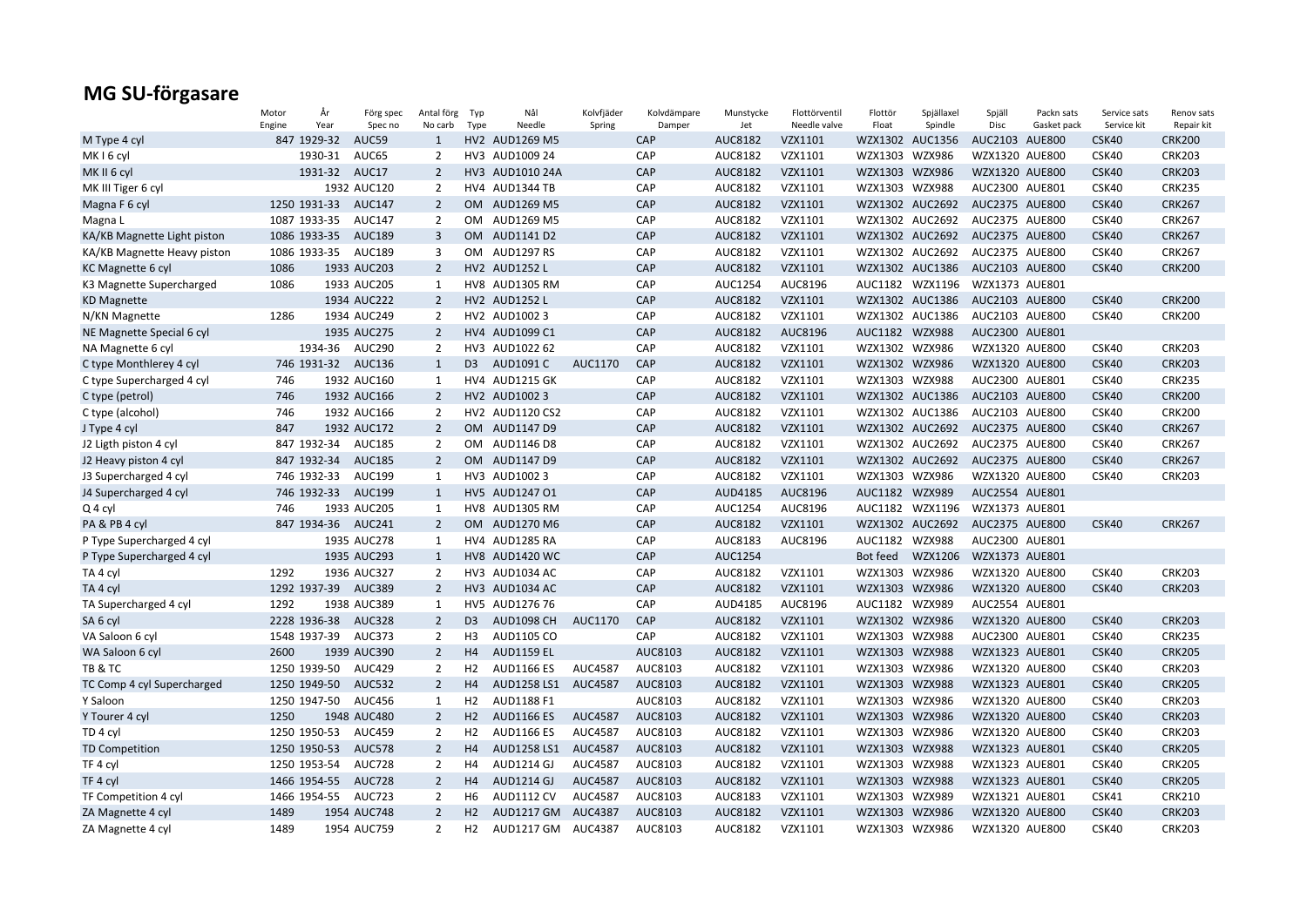# MG SU-förgasare

| | Motor Engine | År Year | Förg spec Spec no | Antal förg No carb | Typ Type | Nål Needle | Kolvfjäder Spring | Kolvdämpare Damper | Munstycke Jet | Flottörventil Needle valve | Flottör Float | Spjällaxel Spindle | Spjäll Disc | Packn sats Gasket pack | Service sats Service kit | Renov sats Repair kit |
|---|---|---|---|---|---|---|---|---|---|---|---|---|---|---|---|---|
| M Type 4 cyl | 847 | 1929-32 | AUC59 | 1 | HV2 | AUD1269 M5 | | CAP | AUC8182 | VZX1101 | WZX1302 | AUC1356 | AUC2103 | AUE800 | CSK40 | CRK200 |
| MK I 6 cyl | | 1930-31 | AUC65 | 2 | HV3 | AUD1009 24 | | CAP | AUC8182 | VZX1101 | WZX1303 | WZX986 | WZX1320 | AUE800 | CSK40 | CRK203 |
| MK II 6 cyl | | 1931-32 | AUC17 | 2 | HV3 | AUD1010 24A | | CAP | AUC8182 | VZX1101 | WZX1303 | WZX986 | WZX1320 | AUE800 | CSK40 | CRK203 |
| MK III Tiger 6 cyl | | 1932 | AUC120 | 2 | HV4 | AUD1344 TB | | CAP | AUC8182 | VZX1101 | WZX1303 | WZX988 | AUC2300 | AUE801 | CSK40 | CRK235 |
| Magna F 6 cyl | 1250 | 1931-33 | AUC147 | 2 | OM | AUD1269 M5 | | CAP | AUC8182 | VZX1101 | WZX1302 | AUC2692 | AUC2375 | AUE800 | CSK40 | CRK267 |
| Magna L | 1087 | 1933-35 | AUC147 | 2 | OM | AUD1269 M5 | | CAP | AUC8182 | VZX1101 | WZX1302 | AUC2692 | AUC2375 | AUE800 | CSK40 | CRK267 |
| KA/KB Magnette Light piston | 1086 | 1933-35 | AUC189 | 3 | OM | AUD1141 D2 | | CAP | AUC8182 | VZX1101 | WZX1302 | AUC2692 | AUC2375 | AUE800 | CSK40 | CRK267 |
| KA/KB Magnette Heavy piston | 1086 | 1933-35 | AUC189 | 3 | OM | AUD1297 RS | | CAP | AUC8182 | VZX1101 | WZX1302 | AUC2692 | AUC2375 | AUE800 | CSK40 | CRK267 |
| KC Magnette 6 cyl | 1086 | 1933 | AUC203 | 2 | HV2 | AUD1252 L | | CAP | AUC8182 | VZX1101 | WZX1302 | AUC1386 | AUC2103 | AUE800 | CSK40 | CRK200 |
| K3 Magnette Supercharged | 1086 | 1933 | AUC205 | 1 | HV8 | AUD1305 RM | | CAP | AUC1254 | AUC8196 | AUC1182 | WZX1196 | WZX1373 | AUE801 | | |
| KD Magnette | | 1934 | AUC222 | 2 | HV2 | AUD1252 L | | CAP | AUC8182 | VZX1101 | WZX1302 | AUC1386 | AUC2103 | AUE800 | CSK40 | CRK200 |
| N/KN Magnette | 1286 | 1934 | AUC249 | 2 | HV2 | AUD1002 3 | | CAP | AUC8182 | VZX1101 | WZX1302 | AUC1386 | AUC2103 | AUE800 | CSK40 | CRK200 |
| NE Magnette Special 6 cyl | | 1935 | AUC275 | 2 | HV4 | AUD1099 C1 | | CAP | AUC8182 | AUC8196 | AUC1182 | WZX988 | AUC2300 | AUE801 | | |
| NA Magnette 6 cyl | | 1934-36 | AUC290 | 2 | HV3 | AUD1022 62 | | CAP | AUC8182 | VZX1101 | WZX1302 | WZX986 | WZX1320 | AUE800 | CSK40 | CRK203 |
| C type Monthlerey 4 cyl | 746 | 1931-32 | AUC136 | 1 | D3 | AUD1091 C | AUC1170 | CAP | AUC8182 | VZX1101 | WZX1302 | WZX986 | WZX1320 | AUE800 | CSK40 | CRK203 |
| C type Supercharged 4 cyl | 746 | 1932 | AUC160 | 1 | HV4 | AUD1215 GK | | CAP | AUC8182 | VZX1101 | WZX1303 | WZX988 | AUC2300 | AUE801 | CSK40 | CRK235 |
| C type (petrol) | 746 | 1932 | AUC166 | 2 | HV2 | AUD1002 3 | | CAP | AUC8182 | VZX1101 | WZX1302 | AUC1386 | AUC2103 | AUE800 | CSK40 | CRK200 |
| C type (alcohol) | 746 | 1932 | AUC166 | 2 | HV2 | AUD1120 CS2 | | CAP | AUC8182 | VZX1101 | WZX1302 | AUC1386 | AUC2103 | AUE800 | CSK40 | CRK200 |
| J Type 4 cyl | 847 | 1932 | AUC172 | 2 | OM | AUD1147 D9 | | CAP | AUC8182 | VZX1101 | WZX1302 | AUC2692 | AUC2375 | AUE800 | CSK40 | CRK267 |
| J2 Ligth piston 4 cyl | 847 | 1932-34 | AUC185 | 2 | OM | AUD1146 D8 | | CAP | AUC8182 | VZX1101 | WZX1302 | AUC2692 | AUC2375 | AUE800 | CSK40 | CRK267 |
| J2 Heavy piston 4 cyl | 847 | 1932-34 | AUC185 | 2 | OM | AUD1147 D9 | | CAP | AUC8182 | VZX1101 | WZX1302 | AUC2692 | AUC2375 | AUE800 | CSK40 | CRK267 |
| J3 Supercharged 4 cyl | 746 | 1932-33 | AUC199 | 1 | HV3 | AUD1002 3 | | CAP | AUC8182 | VZX1101 | WZX1303 | WZX986 | WZX1320 | AUE800 | CSK40 | CRK203 |
| J4 Supercharged 4 cyl | 746 | 1932-33 | AUC199 | 1 | HV5 | AUD1247 O1 | | CAP | AUD4185 | AUC8196 | AUC1182 | WZX989 | AUC2554 | AUE801 | | |
| Q 4 cyl | 746 | 1933 | AUC205 | 1 | HV8 | AUD1305 RM | | CAP | AUC1254 | AUC8196 | AUC1182 | WZX1196 | WZX1373 | AUE801 | | |
| PA & PB 4 cyl | 847 | 1934-36 | AUC241 | 2 | OM | AUD1270 M6 | | CAP | AUC8182 | VZX1101 | WZX1302 | AUC2692 | AUC2375 | AUE800 | CSK40 | CRK267 |
| P Type Supercharged 4 cyl | | 1935 | AUC278 | 1 | HV4 | AUD1285 RA | | CAP | AUC8183 | AUC8196 | AUC1182 | WZX988 | AUC2300 | AUE801 | | |
| P Type Supercharged 4 cyl | | 1935 | AUC293 | 1 | HV8 | AUD1420 WC | | CAP | AUC1254 | | Bot feed | WZX1206 | WZX1373 | AUE801 | | |
| TA 4 cyl | 1292 | 1936 | AUC327 | 2 | HV3 | AUD1034 AC | | CAP | AUC8182 | VZX1101 | WZX1303 | WZX986 | WZX1320 | AUE800 | CSK40 | CRK203 |
| TA 4 cyl | 1292 | 1937-39 | AUC389 | 2 | HV3 | AUD1034 AC | | CAP | AUC8182 | VZX1101 | WZX1303 | WZX986 | WZX1320 | AUE800 | CSK40 | CRK203 |
| TA Supercharged 4 cyl | 1292 | 1938 | AUC389 | 1 | HV5 | AUD1276 76 | | CAP | AUD4185 | AUC8196 | AUC1182 | WZX989 | AUC2554 | AUE801 | | |
| SA 6 cyl | 2228 | 1936-38 | AUC328 | 2 | D3 | AUD1098 CH | AUC1170 | CAP | AUC8182 | VZX1101 | WZX1302 | WZX986 | WZX1320 | AUE800 | CSK40 | CRK203 |
| VA Saloon 6 cyl | 1548 | 1937-39 | AUC373 | 2 | H3 | AUD1105 CO | | CAP | AUC8182 | VZX1101 | WZX1303 | WZX988 | AUC2300 | AUE801 | CSK40 | CRK235 |
| WA Saloon 6 cyl | 2600 | 1939 | AUC390 | 2 | H4 | AUD1159 EL | | AUC8103 | AUC8182 | VZX1101 | WZX1303 | WZX988 | WZX1323 | AUE801 | CSK40 | CRK205 |
| TB & TC | 1250 | 1939-50 | AUC429 | 2 | H2 | AUD1166 ES | AUC4587 | AUC8103 | AUC8182 | VZX1101 | WZX1303 | WZX986 | WZX1320 | AUE800 | CSK40 | CRK203 |
| TC Comp 4 cyl Supercharged | 1250 | 1949-50 | AUC532 | 2 | H4 | AUD1258 LS1 | AUC4587 | AUC8103 | AUC8182 | VZX1101 | WZX1303 | WZX988 | WZX1323 | AUE801 | CSK40 | CRK205 |
| Y Saloon | 1250 | 1947-50 | AUC456 | 1 | H2 | AUD1188 F1 | | AUC8103 | AUC8182 | VZX1101 | WZX1303 | WZX986 | WZX1320 | AUE800 | CSK40 | CRK203 |
| Y Tourer 4 cyl | 1250 | 1948 | AUC480 | 2 | H2 | AUD1166 ES | AUC4587 | AUC8103 | AUC8182 | VZX1101 | WZX1303 | WZX986 | WZX1320 | AUE800 | CSK40 | CRK203 |
| TD 4 cyl | 1250 | 1950-53 | AUC459 | 2 | H2 | AUD1166 ES | AUC4587 | AUC8103 | AUC8182 | VZX1101 | WZX1303 | WZX986 | WZX1320 | AUE800 | CSK40 | CRK203 |
| TD Competition | 1250 | 1950-53 | AUC578 | 2 | H4 | AUD1258 LS1 | AUC4587 | AUC8103 | AUC8182 | VZX1101 | WZX1303 | WZX988 | WZX1323 | AUE801 | CSK40 | CRK205 |
| TF 4 cyl | 1250 | 1953-54 | AUC728 | 2 | H4 | AUD1214 GJ | AUC4587 | AUC8103 | AUC8182 | VZX1101 | WZX1303 | WZX988 | WZX1323 | AUE801 | CSK40 | CRK205 |
| TF 4 cyl | 1466 | 1954-55 | AUC728 | 2 | H4 | AUD1214 GJ | AUC4587 | AUC8103 | AUC8182 | VZX1101 | WZX1303 | WZX988 | WZX1323 | AUE801 | CSK40 | CRK205 |
| TF Competition 4 cyl | 1466 | 1954-55 | AUC723 | 2 | H6 | AUD1112 CV | AUC4587 | AUC8103 | AUC8183 | VZX1101 | WZX1303 | WZX989 | WZX1321 | AUE801 | CSK41 | CRK210 |
| ZA Magnette 4 cyl | 1489 | 1954 | AUC748 | 2 | H2 | AUD1217 GM | AUC4387 | AUC8103 | AUC8182 | VZX1101 | WZX1303 | WZX986 | WZX1320 | AUE800 | CSK40 | CRK203 |
| ZA Magnette 4 cyl | 1489 | 1954 | AUC759 | 2 | H2 | AUD1217 GM | AUC4387 | AUC8103 | AUC8182 | VZX1101 | WZX1303 | WZX986 | WZX1320 | AUE800 | CSK40 | CRK203 |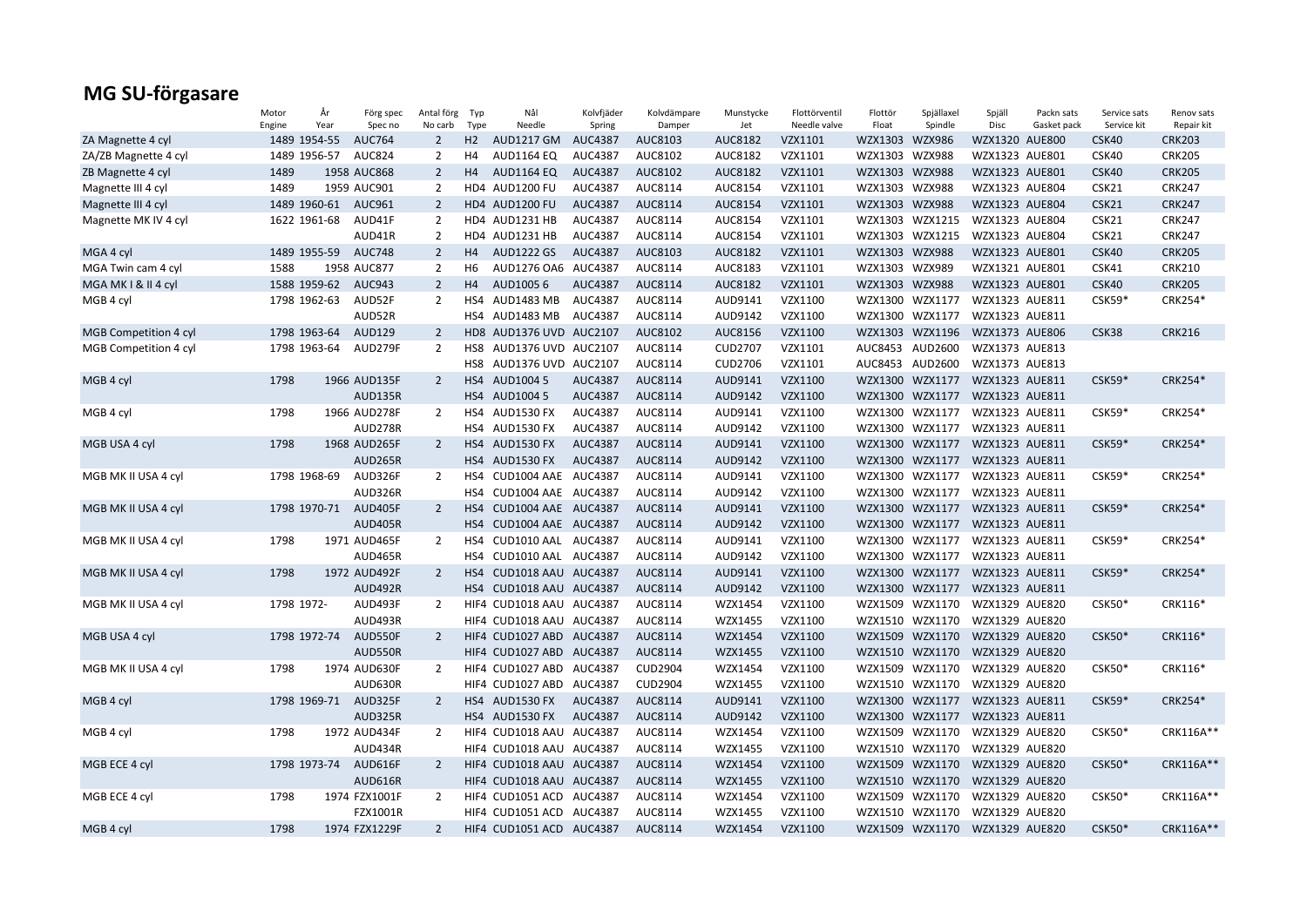## MG SU-förgasare

| | Motor Engine | År Year | Förg spec Spec no | Antal förg No carb | Typ Type | Nål Needle | Kolvfjäder Spring | Kolvdämpare Damper | Munstycke Jet | Flottörventil Needle valve | Flottör Float | Spjällaxel Spindle | Spjäll Disc | Packn sats Gasket pack | Service sats Service kit | Renov sats Repair kit |
|---|---|---|---|---|---|---|---|---|---|---|---|---|---|---|---|---|
| ZA Magnette 4 cyl | 1489 | 1954-55 | AUC764 | 2 | H2 | AUD1217 GM | AUC4387 | AUC8103 | AUC8182 | VZX1101 | WZX1303 | WZX986 | WZX1320 | AUE800 | CSK40 | CRK203 |
| ZA/ZB Magnette 4 cyl | 1489 | 1956-57 | AUC824 | 2 | H4 | AUD1164 EQ | AUC4387 | AUC8102 | AUC8182 | VZX1101 | WZX1303 | WZX988 | WZX1323 | AUE801 | CSK40 | CRK205 |
| ZB Magnette 4 cyl | 1489 | 1958 | AUC868 | 2 | H4 | AUD1164 EQ | AUC4387 | AUC8102 | AUC8182 | VZX1101 | WZX1303 | WZX988 | WZX1323 | AUE801 | CSK40 | CRK205 |
| Magnette III 4 cyl | 1489 | 1959 | AUC901 | 2 | HD4 | AUD1200 FU | AUC4387 | AUC8114 | AUC8154 | VZX1101 | WZX1303 | WZX988 | WZX1323 | AUE804 | CSK21 | CRK247 |
| Magnette III 4 cyl | 1489 | 1960-61 | AUC961 | 2 | HD4 | AUD1200 FU | AUC4387 | AUC8114 | AUC8154 | VZX1101 | WZX1303 | WZX988 | WZX1323 | AUE804 | CSK21 | CRK247 |
| Magnette MK IV 4 cyl | 1622 | 1961-68 | AUD41F | 2 | HD4 | AUD1231 HB | AUC4387 | AUC8114 | AUC8154 | VZX1101 | WZX1303 | WZX1215 | WZX1323 | AUE804 | CSK21 | CRK247 |
| | | | AUD41R | 2 | HD4 | AUD1231 HB | AUC4387 | AUC8114 | AUC8154 | VZX1101 | WZX1303 | WZX1215 | WZX1323 | AUE804 | CSK21 | CRK247 |
| MGA 4 cyl | 1489 | 1955-59 | AUC748 | 2 | H4 | AUD1222 GS | AUC4387 | AUC8103 | AUC8182 | VZX1101 | WZX1303 | WZX988 | WZX1323 | AUE801 | CSK40 | CRK205 |
| MGA Twin cam 4 cyl | 1588 | 1958 | AUC877 | 2 | H6 | AUD1276 OA6 | AUC4387 | AUC8114 | AUC8183 | VZX1101 | WZX1303 | WZX989 | WZX1321 | AUE801 | CSK41 | CRK210 |
| MGA MK I & II 4 cyl | 1588 | 1959-62 | AUC943 | 2 | H4 | AUD1005 6 | AUC4387 | AUC8114 | AUC8182 | VZX1101 | WZX1303 | WZX988 | WZX1323 | AUE801 | CSK40 | CRK205 |
| MGB 4 cyl | 1798 | 1962-63 | AUD52F | 2 | HS4 | AUD1483 MB | AUC4387 | AUC8114 | AUD9141 | VZX1100 | WZX1300 | WZX1177 | WZX1323 | AUE811 | CSK59* | CRK254* |
| | | | AUD52R | | HS4 | AUD1483 MB | AUC4387 | AUC8114 | AUD9142 | VZX1100 | WZX1300 | WZX1177 | WZX1323 | AUE811 | | |
| MGB Competition 4 cyl | 1798 | 1963-64 | AUD129 | 2 | HD8 | AUD1376 UVD | AUC2107 | AUC8102 | AUC8156 | VZX1100 | WZX1303 | WZX1196 | WZX1373 | AUE806 | CSK38 | CRK216 |
| MGB Competition 4 cyl | 1798 | 1963-64 | AUD279F | 2 | HS8 | AUD1376 UVD | AUC2107 | AUC8114 | CUD2707 | VZX1101 | AUC8453 | AUD2600 | WZX1373 | AUE813 | | |
| | | | | | HS8 | AUD1376 UVD | AUC2107 | AUC8114 | CUD2706 | VZX1101 | AUC8453 | AUD2600 | WZX1373 | AUE813 | | |
| MGB 4 cyl | 1798 | 1966 | AUD135F | 2 | HS4 | AUD1004 5 | AUC4387 | AUC8114 | AUD9141 | VZX1100 | WZX1300 | WZX1177 | WZX1323 | AUE811 | CSK59* | CRK254* |
| | | | AUD135R | | HS4 | AUD1004 5 | AUC4387 | AUC8114 | AUD9142 | VZX1100 | WZX1300 | WZX1177 | WZX1323 | AUE811 | | |
| MGB 4 cyl | 1798 | 1966 | AUD278F | 2 | HS4 | AUD1530 FX | AUC4387 | AUC8114 | AUD9141 | VZX1100 | WZX1300 | WZX1177 | WZX1323 | AUE811 | CSK59* | CRK254* |
| | | | AUD278R | | HS4 | AUD1530 FX | AUC4387 | AUC8114 | AUD9142 | VZX1100 | WZX1300 | WZX1177 | WZX1323 | AUE811 | | |
| MGB USA 4 cyl | 1798 | 1968 | AUD265F | 2 | HS4 | AUD1530 FX | AUC4387 | AUC8114 | AUD9141 | VZX1100 | WZX1300 | WZX1177 | WZX1323 | AUE811 | CSK59* | CRK254* |
| | | | AUD265R | | HS4 | AUD1530 FX | AUC4387 | AUC8114 | AUD9142 | VZX1100 | WZX1300 | WZX1177 | WZX1323 | AUE811 | | |
| MGB MK II USA 4 cyl | 1798 | 1968-69 | AUD326F | 2 | HS4 | CUD1004 AAE | AUC4387 | AUC8114 | AUD9141 | VZX1100 | WZX1300 | WZX1177 | WZX1323 | AUE811 | CSK59* | CRK254* |
| | | | AUD326R | | HS4 | CUD1004 AAE | AUC4387 | AUC8114 | AUD9142 | VZX1100 | WZX1300 | WZX1177 | WZX1323 | AUE811 | | |
| MGB MK II USA 4 cyl | 1798 | 1970-71 | AUD405F | 2 | HS4 | CUD1004 AAE | AUC4387 | AUC8114 | AUD9141 | VZX1100 | WZX1300 | WZX1177 | WZX1323 | AUE811 | CSK59* | CRK254* |
| | | | AUD405R | | HS4 | CUD1004 AAE | AUC4387 | AUC8114 | AUD9142 | VZX1100 | WZX1300 | WZX1177 | WZX1323 | AUE811 | | |
| MGB MK II USA 4 cyl | 1798 | 1971 | AUD465F | 2 | HS4 | CUD1010 AAL | AUC4387 | AUC8114 | AUD9141 | VZX1100 | WZX1300 | WZX1177 | WZX1323 | AUE811 | CSK59* | CRK254* |
| | | | AUD465R | | HS4 | CUD1010 AAL | AUC4387 | AUC8114 | AUD9142 | VZX1100 | WZX1300 | WZX1177 | WZX1323 | AUE811 | | |
| MGB MK II USA 4 cyl | 1798 | 1972 | AUD492F | 2 | HS4 | CUD1018 AAU | AUC4387 | AUC8114 | AUD9141 | VZX1100 | WZX1300 | WZX1177 | WZX1323 | AUE811 | CSK59* | CRK254* |
| | | | AUD492R | | HS4 | CUD1018 AAU | AUC4387 | AUC8114 | AUD9142 | VZX1100 | WZX1300 | WZX1177 | WZX1323 | AUE811 | | |
| MGB MK II USA 4 cyl | 1798 | 1972- | AUD493F | 2 | HIF4 | CUD1018 AAU | AUC4387 | AUC8114 | WZX1454 | VZX1100 | WZX1509 | WZX1170 | WZX1329 | AUE820 | CSK50* | CRK116* |
| | | | AUD493R | | HIF4 | CUD1018 AAU | AUC4387 | AUC8114 | WZX1455 | VZX1100 | WZX1510 | WZX1170 | WZX1329 | AUE820 | | |
| MGB USA 4 cyl | 1798 | 1972-74 | AUD550F | 2 | HIF4 | CUD1027 ABD | AUC4387 | AUC8114 | WZX1454 | VZX1100 | WZX1509 | WZX1170 | WZX1329 | AUE820 | CSK50* | CRK116* |
| | | | AUD550R | | HIF4 | CUD1027 ABD | AUC4387 | AUC8114 | WZX1455 | VZX1100 | WZX1510 | WZX1170 | WZX1329 | AUE820 | | |
| MGB MK II USA 4 cyl | 1798 | 1974 | AUD630F | 2 | HIF4 | CUD1027 ABD | AUC4387 | CUD2904 | WZX1454 | VZX1100 | WZX1509 | WZX1170 | WZX1329 | AUE820 | CSK50* | CRK116* |
| | | | AUD630R | | HIF4 | CUD1027 ABD | AUC4387 | CUD2904 | WZX1455 | VZX1100 | WZX1510 | WZX1170 | WZX1329 | AUE820 | | |
| MGB 4 cyl | 1798 | 1969-71 | AUD325F | 2 | HS4 | AUD1530 FX | AUC4387 | AUC8114 | AUD9141 | VZX1100 | WZX1300 | WZX1177 | WZX1323 | AUE811 | CSK59* | CRK254* |
| | | | AUD325R | | HS4 | AUD1530 FX | AUC4387 | AUC8114 | AUD9142 | VZX1100 | WZX1300 | WZX1177 | WZX1323 | AUE811 | | |
| MGB 4 cyl | 1798 | 1972 | AUD434F | 2 | HIF4 | CUD1018 AAU | AUC4387 | AUC8114 | WZX1454 | VZX1100 | WZX1509 | WZX1170 | WZX1329 | AUE820 | CSK50* | CRK116A** |
| | | | AUD434R | | HIF4 | CUD1018 AAU | AUC4387 | AUC8114 | WZX1455 | VZX1100 | WZX1510 | WZX1170 | WZX1329 | AUE820 | | |
| MGB ECE 4 cyl | 1798 | 1973-74 | AUD616F | 2 | HIF4 | CUD1018 AAU | AUC4387 | AUC8114 | WZX1454 | VZX1100 | WZX1509 | WZX1170 | WZX1329 | AUE820 | CSK50* | CRK116A** |
| | | | AUD616R | | HIF4 | CUD1018 AAU | AUC4387 | AUC8114 | WZX1455 | VZX1100 | WZX1510 | WZX1170 | WZX1329 | AUE820 | | |
| MGB ECE 4 cyl | 1798 | 1974 | FZX1001F | 2 | HIF4 | CUD1051 ACD | AUC4387 | AUC8114 | WZX1454 | VZX1100 | WZX1509 | WZX1170 | WZX1329 | AUE820 | CSK50* | CRK116A** |
| | | | FZX1001R | | HIF4 | CUD1051 ACD | AUC4387 | AUC8114 | WZX1455 | VZX1100 | WZX1510 | WZX1170 | WZX1329 | AUE820 | | |
| MGB 4 cyl | 1798 | 1974 | FZX1229F | 2 | HIF4 | CUD1051 ACD | AUC4387 | AUC8114 | WZX1454 | VZX1100 | WZX1509 | WZX1170 | WZX1329 | AUE820 | CSK50* | CRK116A** |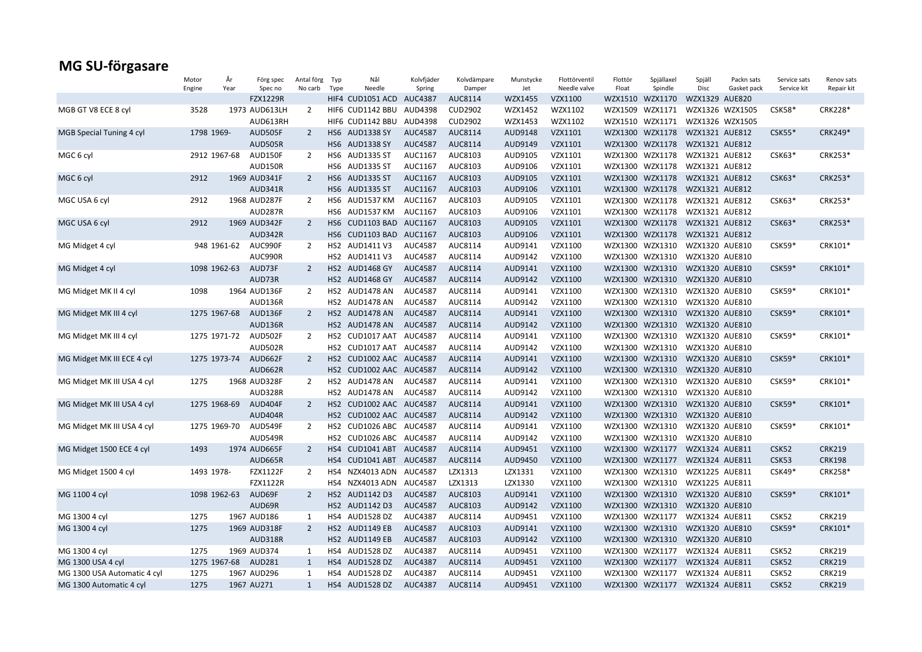## MG SU-förgasare

| Motor Engine | | År Year | Förg spec Spec no | Antal förg No carb | Typ Type | Nål Needle | Kolvfjäder Spring | Kolvdämpare Damper | Munstycke Jet | Flottörventil Needle valve | Flottör Float | Spjällaxel Spindle | Spjäll Disc | Packn sats Gasket pack | Service sats Service kit | Renov sats Repair kit |
|---|---|---|---|---|---|---|---|---|---|---|---|---|---|---|---|---|
| | | | FZX1229R | | HIF4 | CUD1051 ACD | AUC4387 | AUC8114 | WZX1455 | VZX1100 | WZX1510 | WZX1170 | WZX1329 | AUE820 | | |
| MGB GT V8 ECE 8 cyl | 3528 | 1973 | AUD613LH | 2 | HIF6 | CUD1142 BBU | AUD4398 | CUD2902 | WZX1452 | WZX1102 | WZX1509 | WZX1171 | WZX1326 | WZX1505 | CSK58* | CRK228* |
| | | | AUD613RH | | HIF6 | CUD1142 BBU | AUD4398 | CUD2902 | WZX1453 | WZX1102 | WZX1510 | WZX1171 | WZX1326 | WZX1505 | | |
| MGB Special Tuning 4 cyl | 1798 | 1969- | AUD505F | 2 | HS6 | AUD1338 SY | AUC4587 | AUC8114 | AUD9148 | VZX1101 | WZX1300 | WZX1178 | WZX1321 | AUE812 | CSK55* | CRK249* |
| | | | AUD505R | | HS6 | AUD1338 SY | AUC4587 | AUC8114 | AUD9149 | VZX1101 | WZX1300 | WZX1178 | WZX1321 | AUE812 | | |
| MGC 6 cyl | 2912 | 1967-68 | AUD150F | 2 | HS6 | AUD1335 ST | AUC1167 | AUC8103 | AUD9105 | VZX1101 | WZX1300 | WZX1178 | WZX1321 | AUE812 | CSK63* | CRK253* |
| | | | AUD150R | | HS6 | AUD1335 ST | AUC1167 | AUC8103 | AUD9106 | VZX1101 | WZX1300 | WZX1178 | WZX1321 | AUE812 | | |
| MGC 6 cyl | 2912 | 1969 | AUD341F | 2 | HS6 | AUD1335 ST | AUC1167 | AUC8103 | AUD9105 | VZX1101 | WZX1300 | WZX1178 | WZX1321 | AUE812 | CSK63* | CRK253* |
| | | | AUD341R | | HS6 | AUD1335 ST | AUC1167 | AUC8103 | AUD9106 | VZX1101 | WZX1300 | WZX1178 | WZX1321 | AUE812 | | |
| MGC USA 6 cyl | 2912 | 1968 | AUD287F | 2 | HS6 | AUD1537 KM | AUC1167 | AUC8103 | AUD9105 | VZX1101 | WZX1300 | WZX1178 | WZX1321 | AUE812 | CSK63* | CRK253* |
| | | | AUD287R | | HS6 | AUD1537 KM | AUC1167 | AUC8103 | AUD9106 | VZX1101 | WZX1300 | WZX1178 | WZX1321 | AUE812 | | |
| MGC USA 6 cyl | 2912 | 1969 | AUD342F | 2 | HS6 | CUD1103 BAD | AUC1167 | AUC8103 | AUD9105 | VZX1101 | WZX1300 | WZX1178 | WZX1321 | AUE812 | CSK63* | CRK253* |
| | | | AUD342R | | HS6 | CUD1103 BAD | AUC1167 | AUC8103 | AUD9106 | VZX1101 | WZX1300 | WZX1178 | WZX1321 | AUE812 | | |
| MG Midget 4 cyl | 948 | 1961-62 | AUC990F | 2 | HS2 | AUD1411 V3 | AUC4587 | AUC8114 | AUD9141 | VZX1100 | WZX1300 | WZX1310 | WZX1320 | AUE810 | CSK59* | CRK101* |
| | | | AUC990R | | HS2 | AUD1411 V3 | AUC4587 | AUC8114 | AUD9142 | VZX1100 | WZX1300 | WZX1310 | WZX1320 | AUE810 | | |
| MG Midget 4 cyl | 1098 | 1962-63 | AUD73F | 2 | HS2 | AUD1468 GY | AUC4587 | AUC8114 | AUD9141 | VZX1100 | WZX1300 | WZX1310 | WZX1320 | AUE810 | CSK59* | CRK101* |
| | | | AUD73R | | HS2 | AUD1468 GY | AUC4587 | AUC8114 | AUD9142 | VZX1100 | WZX1300 | WZX1310 | WZX1320 | AUE810 | | |
| MG Midget MK II 4 cyl | 1098 | 1964 | AUD136F | 2 | HS2 | AUD1478 AN | AUC4587 | AUC8114 | AUD9141 | VZX1100 | WZX1300 | WZX1310 | WZX1320 | AUE810 | CSK59* | CRK101* |
| | | | AUD136R | | HS2 | AUD1478 AN | AUC4587 | AUC8114 | AUD9142 | VZX1100 | WZX1300 | WZX1310 | WZX1320 | AUE810 | | |
| MG Midget MK III 4 cyl | 1275 | 1967-68 | AUD136F | 2 | HS2 | AUD1478 AN | AUC4587 | AUC8114 | AUD9141 | VZX1100 | WZX1300 | WZX1310 | WZX1320 | AUE810 | CSK59* | CRK101* |
| | | | AUD136R | | HS2 | AUD1478 AN | AUC4587 | AUC8114 | AUD9142 | VZX1100 | WZX1300 | WZX1310 | WZX1320 | AUE810 | | |
| MG Midget MK III 4 cyl | 1275 | 1971-72 | AUD502F | 2 | HS2 | CUD1017 AAT | AUC4587 | AUC8114 | AUD9141 | VZX1100 | WZX1300 | WZX1310 | WZX1320 | AUE810 | CSK59* | CRK101* |
| | | | AUD502R | | HS2 | CUD1017 AAT | AUC4587 | AUC8114 | AUD9142 | VZX1100 | WZX1300 | WZX1310 | WZX1320 | AUE810 | | |
| MG Midget MK III ECE 4 cyl | 1275 | 1973-74 | AUD662F | 2 | HS2 | CUD1002 AAC | AUC4587 | AUC8114 | AUD9141 | VZX1100 | WZX1300 | WZX1310 | WZX1320 | AUE810 | CSK59* | CRK101* |
| | | | AUD662R | | HS2 | CUD1002 AAC | AUC4587 | AUC8114 | AUD9142 | VZX1100 | WZX1300 | WZX1310 | WZX1320 | AUE810 | | |
| MG Midget MK III USA 4 cyl | 1275 | 1968 | AUD328F | 2 | HS2 | AUD1478 AN | AUC4587 | AUC8114 | AUD9141 | VZX1100 | WZX1300 | WZX1310 | WZX1320 | AUE810 | CSK59* | CRK101* |
| | | | AUD328R | | HS2 | AUD1478 AN | AUC4587 | AUC8114 | AUD9142 | VZX1100 | WZX1300 | WZX1310 | WZX1320 | AUE810 | | |
| MG Midget MK III USA 4 cyl | 1275 | 1968-69 | AUD404F | 2 | HS2 | CUD1002 AAC | AUC4587 | AUC8114 | AUD9141 | VZX1100 | WZX1300 | WZX1310 | WZX1320 | AUE810 | CSK59* | CRK101* |
| | | | AUD404R | | HS2 | CUD1002 AAC | AUC4587 | AUC8114 | AUD9142 | VZX1100 | WZX1300 | WZX1310 | WZX1320 | AUE810 | | |
| MG Midget MK III USA 4 cyl | 1275 | 1969-70 | AUD549F | 2 | HS2 | CUD1026 ABC | AUC4587 | AUC8114 | AUD9141 | VZX1100 | WZX1300 | WZX1310 | WZX1320 | AUE810 | CSK59* | CRK101* |
| | | | AUD549R | | HS2 | CUD1026 ABC | AUC4587 | AUC8114 | AUD9142 | VZX1100 | WZX1300 | WZX1310 | WZX1320 | AUE810 | | |
| MG Midget 1500 ECE 4 cyl | 1493 | 1974 | AUD665F | 2 | HS4 | CUD1041 ABT | AUC4587 | AUC8114 | AUD9451 | VZX1100 | WZX1300 | WZX1177 | WZX1324 | AUE811 | CSK52 | CRK219 |
| | | | AUD665R | | HS4 | CUD1041 ABT | AUC4587 | AUC8114 | AUD9450 | VZX1100 | WZX1300 | WZX1177 | WZX1324 | AUE811 | CSK53 | CRK198 |
| MG Midget 1500 4 cyl | 1493 | 1978- | FZX1122F | 2 | HS4 | NZX4013 ADN | AUC4587 | LZX1313 | LZX1331 | VZX1100 | WZX1300 | WZX1310 | WZX1225 | AUE811 | CSK49* | CRK258* |
| | | | FZX1122R | | HS4 | NZX4013 ADN | AUC4587 | LZX1313 | LZX1330 | VZX1100 | WZX1300 | WZX1310 | WZX1225 | AUE811 | | |
| MG 1100 4 cyl | 1098 | 1962-63 | AUD69F | 2 | HS2 | AUD1142 D3 | AUC4587 | AUC8103 | AUD9141 | VZX1100 | WZX1300 | WZX1310 | WZX1320 | AUE810 | CSK59* | CRK101* |
| | | | AUD69R | | HS2 | AUD1142 D3 | AUC4587 | AUC8103 | AUD9142 | VZX1100 | WZX1300 | WZX1310 | WZX1320 | AUE810 | | |
| MG 1300 4 cyl | 1275 | 1967 | AUD186 | 1 | HS4 | AUD1528 DZ | AUC4387 | AUC8114 | AUD9451 | VZX1100 | WZX1300 | WZX1177 | WZX1324 | AUE811 | CSK52 | CRK219 |
| MG 1300 4 cyl | 1275 | 1969 | AUD318F | 2 | HS2 | AUD1149 EB | AUC4587 | AUC8103 | AUD9141 | VZX1100 | WZX1300 | WZX1310 | WZX1320 | AUE810 | CSK59* | CRK101* |
| | | | AUD318R | | HS2 | AUD1149 EB | AUC4587 | AUC8103 | AUD9142 | VZX1100 | WZX1300 | WZX1310 | WZX1320 | AUE810 | | |
| MG 1300 4 cyl | 1275 | 1969 | AUD374 | 1 | HS4 | AUD1528 DZ | AUC4387 | AUC8114 | AUD9451 | VZX1100 | WZX1300 | WZX1177 | WZX1324 | AUE811 | CSK52 | CRK219 |
| MG 1300 USA 4 cyl | 1275 | 1967-68 | AUD281 | 1 | HS4 | AUD1528 DZ | AUC4387 | AUC8114 | AUD9451 | VZX1100 | WZX1300 | WZX1177 | WZX1324 | AUE811 | CSK52 | CRK219 |
| MG 1300 USA Automatic 4 cyl | 1275 | 1967 | AUD296 | 1 | HS4 | AUD1528 DZ | AUC4387 | AUC8114 | AUD9451 | VZX1100 | WZX1300 | WZX1177 | WZX1324 | AUE811 | CSK52 | CRK219 |
| MG 1300 Automatic 4 cyl | 1275 | 1967 | AU271 | 1 | HS4 | AUD1528 DZ | AUC4387 | AUC8114 | AUD9451 | VZX1100 | WZX1300 | WZX1177 | WZX1324 | AUE811 | CSK52 | CRK219 |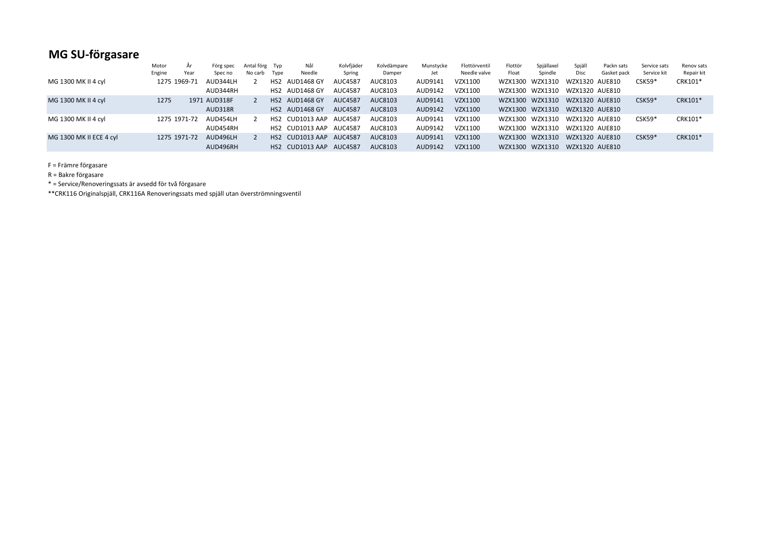## MG SU-förgasare

| | Motor Engine | År Year | Förg spec Spec no | Antal förg No carb | Typ Type | Nål Needle | Kolvfjäder Spring | Kolvdämpare Damper | Munstycke Jet | Flottörventil Needle valve | Flottör Float | Spjällaxel Spindle | Spjäll Disc | Packn sats Gasket pack | Service sats Service kit | Renov sats Repair kit |
|---|---|---|---|---|---|---|---|---|---|---|---|---|---|---|---|---|
| MG 1300 MK II 4 cyl | 1275 | 1969-71 | AUD344LH | 2 | HS2 | AUD1468 GY | AUC4587 | AUC8103 | AUD9141 | VZX1100 | WZX1300 | WZX1310 | WZX1320 | AUE810 | CSK59* | CRK101* |
| | | | AUD344RH | | HS2 | AUD1468 GY | AUC4587 | AUC8103 | AUD9142 | VZX1100 | WZX1300 | WZX1310 | WZX1320 | AUE810 | | |
| MG 1300 MK II 4 cyl | 1275 | 1971 | AUD318F | 2 | HS2 | AUD1468 GY | AUC4587 | AUC8103 | AUD9141 | VZX1100 | WZX1300 | WZX1310 | WZX1320 | AUE810 | CSK59* | CRK101* |
| | | | AUD318R | | HS2 | AUD1468 GY | AUC4587 | AUC8103 | AUD9142 | VZX1100 | WZX1300 | WZX1310 | WZX1320 | AUE810 | | |
| MG 1300 MK II 4 cyl | 1275 | 1971-72 | AUD454LH | 2 | HS2 | CUD1013 AAP | AUC4587 | AUC8103 | AUD9141 | VZX1100 | WZX1300 | WZX1310 | WZX1320 | AUE810 | CSK59* | CRK101* |
| | | | AUD454RH | | HS2 | CUD1013 AAP | AUC4587 | AUC8103 | AUD9142 | VZX1100 | WZX1300 | WZX1310 | WZX1320 | AUE810 | | |
| MG 1300 MK II ECE 4 cyl | 1275 | 1971-72 | AUD496LH | 2 | HS2 | CUD1013 AAP | AUC4587 | AUC8103 | AUD9141 | VZX1100 | WZX1300 | WZX1310 | WZX1320 | AUE810 | CSK59* | CRK101* |
| | | | AUD496RH | | HS2 | CUD1013 AAP | AUC4587 | AUC8103 | AUD9142 | VZX1100 | WZX1300 | WZX1310 | WZX1320 | AUE810 | | |

F = Främre förgasare

R = Bakre förgasare

* = Service/Renoveringssats är avsedd för två förgasare

**CRK116 Originalspjäll, CRK116A Renoveringssats med spjäll utan överströmningsventil